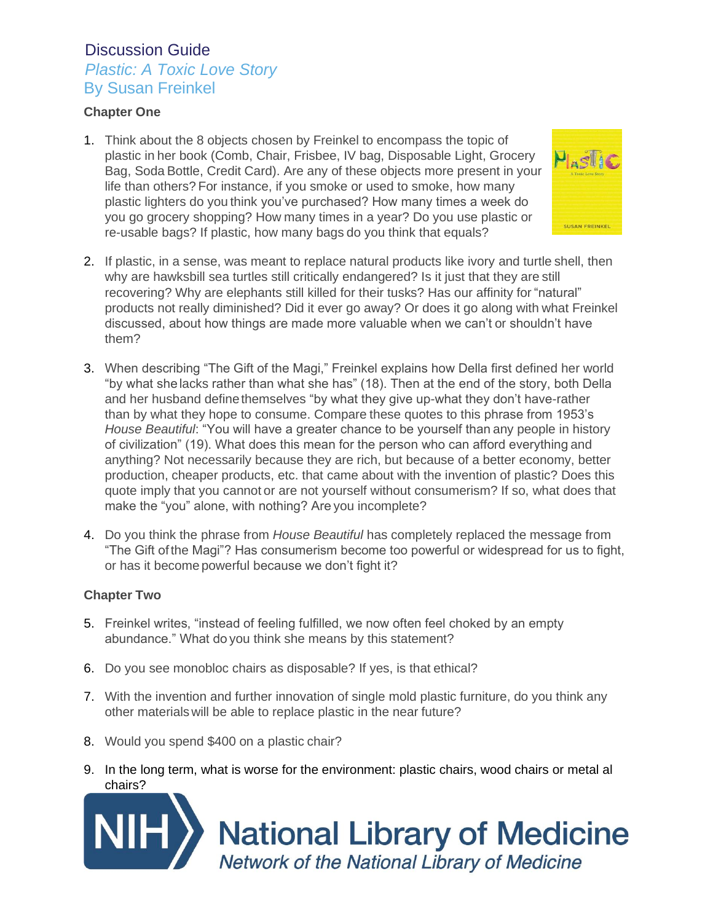# Discussion Guide

## *Plastic: A Toxic Love Story*

## By Susan Freinkel

### Chapter One

1. Think about the 8 objects chosen by Freinkel to encompass the topic of plastic in her book (Comb, Chair, Frisbee, IV bag, Disposable Light, Grocery Bag, Soda Bottle, Credit Card). Are any of these objects more present in your life than others? For instance, if you smoke or used to smoke, how many plastic lighters do you think you've purchased? How many times a week do you go grocery shopping? How many times in a year? Do you use plastic or re-usable bags? If plastic, how many bags do you think that equals?

2. If plastic, in a sense, was meant to replace natural products like ivory and turtle shell, then why are hawksbill sea turtles still critically endangered? Is it just that they are still recovering? Why are elephants still killed for their tusks? Has our affinity for "natural" products not really diminished? Did it ever go away? Or does it go along with what Freinkel discussed, about how things are made more valuable when we can't or shouldn't have them?

3. When describing "The Gift of the Magi," Freinkel explains how Della first defined her world "by what she lacks rather than what she has" (18). Then at the end of the story, both Della and her husband define themselves "by what they give up-what they don't have-rather than by what they hope to consume. Compare these quotes to this phrase from 1953's *House Beautiful*: "You will have a greater chance to be yourself than any people in history of civilization" (19). What does this mean for the person who can afford everything and anything? Not necessarily because they are rich, but because of a better economy, better production, cheaper products, etc. that came about with the invention of plastic? Does this quote imply that you cannot or are not yourself without consumerism? If so, what does that make the "you" alone, with nothing? Are you incomplete?

4. Do you think the phrase from *House Beautiful* has completely replaced the message from "The Gift of the Magi"? Has consumerism become too powerful or widespread for us to fight, or has it become powerful because we don't fight it?

### Chapter Two

5. Freinkel writes, "instead of feeling fulfilled, we now often feel choked by an empty abundance." What do you think she means by this statement?

6. Do you see monobloc chairs as disposable? If yes, is that ethical?

7. With the invention and further innovation of single mold plastic furniture, do you think any other materials will be able to replace plastic in the near future?

8. Would you spend $400 on a plastic chair?

9. In the long term, what is worse for the environment: plastic chairs, wood chairs or metal al chairs?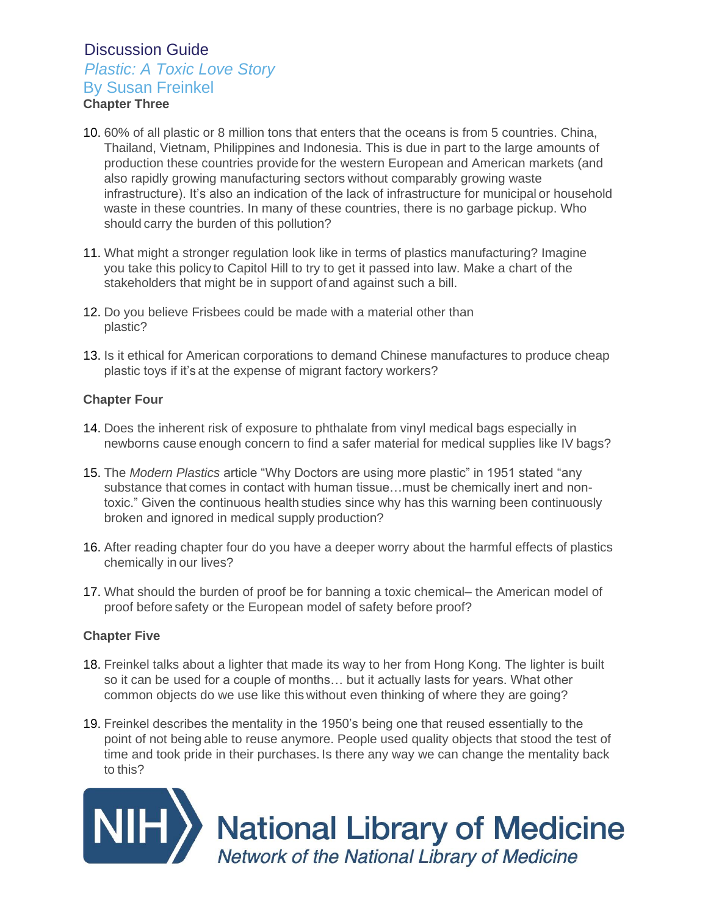Discussion Guide

*Plastic: A Toxic Love Story*

By Susan Freinkel

**Chapter Three**

10. 60% of all plastic or 8 million tons that enters that the oceans is from 5 countries. China, Thailand, Vietnam, Philippines and Indonesia. This is due in part to the large amounts of production these countries provide for the western European and American markets (and also rapidly growing manufacturing sectors without comparably growing waste infrastructure). It's also an indication of the lack of infrastructure for municipal or household waste in these countries. In many of these countries, there is no garbage pickup. Who should carry the burden of this pollution?

11. What might a stronger regulation look like in terms of plastics manufacturing? Imagine you take this policy to Capitol Hill to try to get it passed into law. Make a chart of the stakeholders that might be in support of and against such a bill.

12. Do you believe Frisbees could be made with a material other than plastic?

13. Is it ethical for American corporations to demand Chinese manufactures to produce cheap plastic toys if it's at the expense of migrant factory workers?

**Chapter Four**

14. Does the inherent risk of exposure to phthalate from vinyl medical bags especially in newborns cause enough concern to find a safer material for medical supplies like IV bags?

15. The *Modern Plastics* article "Why Doctors are using more plastic" in 1951 stated "any substance that comes in contact with human tissue…must be chemically inert and non-toxic." Given the continuous health studies since why has this warning been continuously broken and ignored in medical supply production?

16. After reading chapter four do you have a deeper worry about the harmful effects of plastics chemically in our lives?

17. What should the burden of proof be for banning a toxic chemical– the American model of proof before safety or the European model of safety before proof?

**Chapter Five**

18. Freinkel talks about a lighter that made its way to her from Hong Kong. The lighter is built so it can be used for a couple of months… but it actually lasts for years. What other common objects do we use like this without even thinking of where they are going?

19. Freinkel describes the mentality in the 1950's being one that reused essentially to the point of not being able to reuse anymore. People used quality objects that stood the test of time and took pride in their purchases. Is there any way we can change the mentality back to this?

NIH National Library of Medicine

*Network of the National Library of Medicine*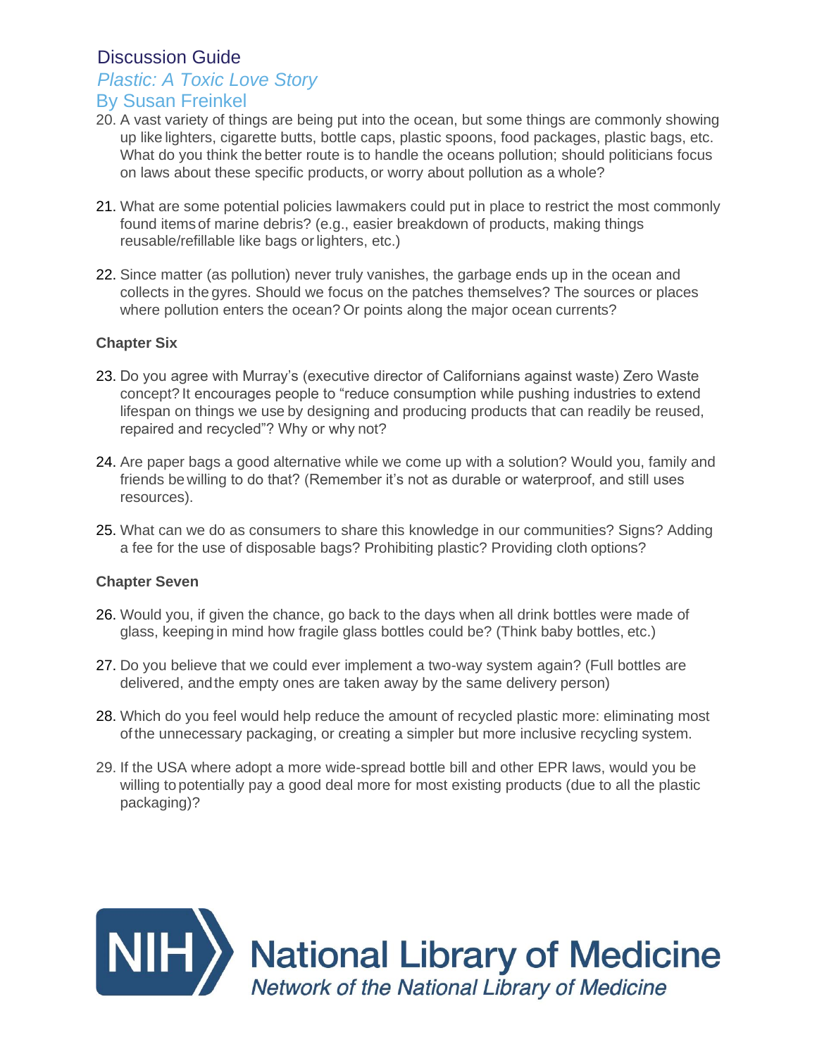Discussion Guide
*Plastic: A Toxic Love Story*
By Susan Freinkel

20. A vast variety of things are being put into the ocean, but some things are commonly showing up like lighters, cigarette butts, bottle caps, plastic spoons, food packages, plastic bags, etc. What do you think the better route is to handle the oceans pollution; should politicians focus on laws about these specific products, or worry about pollution as a whole?

21. What are some potential policies lawmakers could put in place to restrict the most commonly found items of marine debris? (e.g., easier breakdown of products, making things reusable/refillable like bags or lighters, etc.)

22. Since matter (as pollution) never truly vanishes, the garbage ends up in the ocean and collects in the gyres. Should we focus on the patches themselves? The sources or places where pollution enters the ocean? Or points along the major ocean currents?

**Chapter Six**

23. Do you agree with Murray's (executive director of Californians against waste) Zero Waste concept? It encourages people to "reduce consumption while pushing industries to extend lifespan on things we use by designing and producing products that can readily be reused, repaired and recycled"? Why or why not?

24. Are paper bags a good alternative while we come up with a solution? Would you, family and friends be willing to do that? (Remember it's not as durable or waterproof, and still uses resources).

25. What can we do as consumers to share this knowledge in our communities? Signs? Adding a fee for the use of disposable bags? Prohibiting plastic? Providing cloth options?

**Chapter Seven**

26. Would you, if given the chance, go back to the days when all drink bottles were made of glass, keeping in mind how fragile glass bottles could be? (Think baby bottles, etc.)

27. Do you believe that we could ever implement a two-way system again? (Full bottles are delivered, and the empty ones are taken away by the same delivery person)

28. Which do you feel would help reduce the amount of recycled plastic more: eliminating most of the unnecessary packaging, or creating a simpler but more inclusive recycling system.

29. If the USA where adopt a more wide-spread bottle bill and other EPR laws, would you be willing to potentially pay a good deal more for most existing products (due to all the plastic packaging)?

NIH National Library of Medicine
*Network of the National Library of Medicine*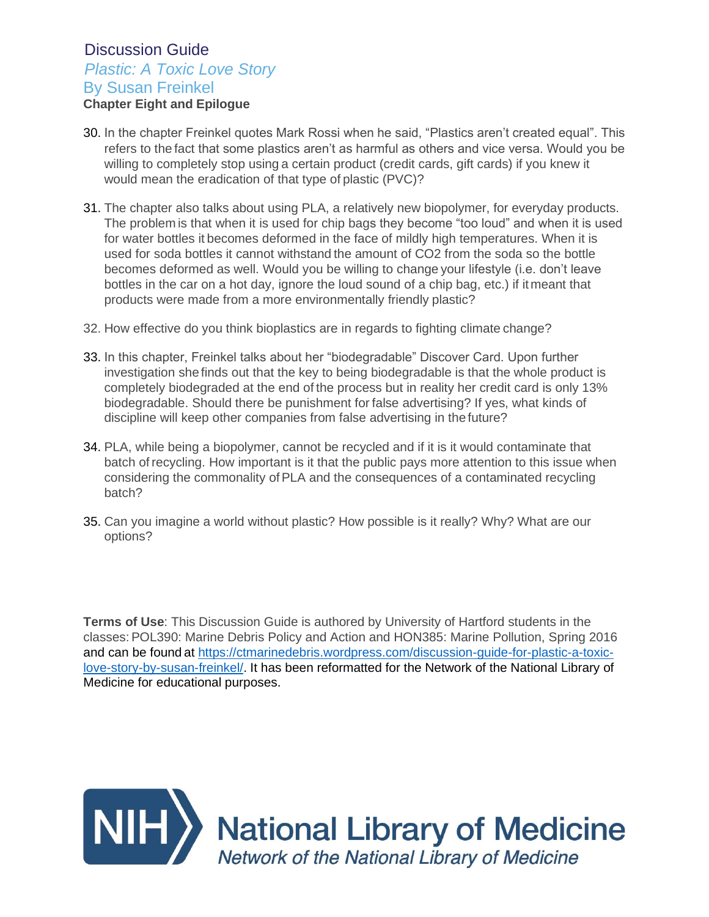# Discussion Guide

*Plastic: A Toxic Love Story*

By Susan Freinkel

**Chapter Eight and Epilogue**

30. In the chapter Freinkel quotes Mark Rossi when he said, "Plastics aren't created equal". This refers to the fact that some plastics aren't as harmful as others and vice versa. Would you be willing to completely stop using a certain product (credit cards, gift cards) if you knew it would mean the eradication of that type of plastic (PVC)?

31. The chapter also talks about using PLA, a relatively new biopolymer, for everyday products. The problem is that when it is used for chip bags they become "too loud" and when it is used for water bottles it becomes deformed in the face of mildly high temperatures. When it is used for soda bottles it cannot withstand the amount of $CO_2$ from the soda so the bottle becomes deformed as well. Would you be willing to change your lifestyle (i.e. don't leave bottles in the car on a hot day, ignore the loud sound of a chip bag, etc.) if it meant that products were made from a more environmentally friendly plastic?

32. How effective do you think bioplastics are in regards to fighting climate change?

33. In this chapter, Freinkel talks about her "biodegradable" Discover Card. Upon further investigation she finds out that the key to being biodegradable is that the whole product is completely biodegraded at the end of the process but in reality her credit card is only 13% biodegradable. Should there be punishment for false advertising? If yes, what kinds of discipline will keep other companies from false advertising in the future?

34. PLA, while being a biopolymer, cannot be recycled and if it is it would contaminate that batch of recycling. How important is it that the public pays more attention to this issue when considering the commonality of PLA and the consequences of a contaminated recycling batch?

35. Can you imagine a world without plastic? How possible is it really? Why? What are our options?

**Terms of Use**: This Discussion Guide is authored by University of Hartford students in the classes: POL390: Marine Debris Policy and Action and HON385: Marine Pollution, Spring 2016 and can be found at [https://ctmarinedebris.wordpress.com/discussion-guide-for-plastic-a-toxic-love-story-by-susan-freinkel/](https://ctmarinedebris.wordpress.com/discussion-guide-for-plastic-a-toxic-love-story-by-susan-freinkel/). It has been reformatted for the Network of the National Library of Medicine for educational purposes.

NIH National Library of Medicine

*Network of the National Library of Medicine*